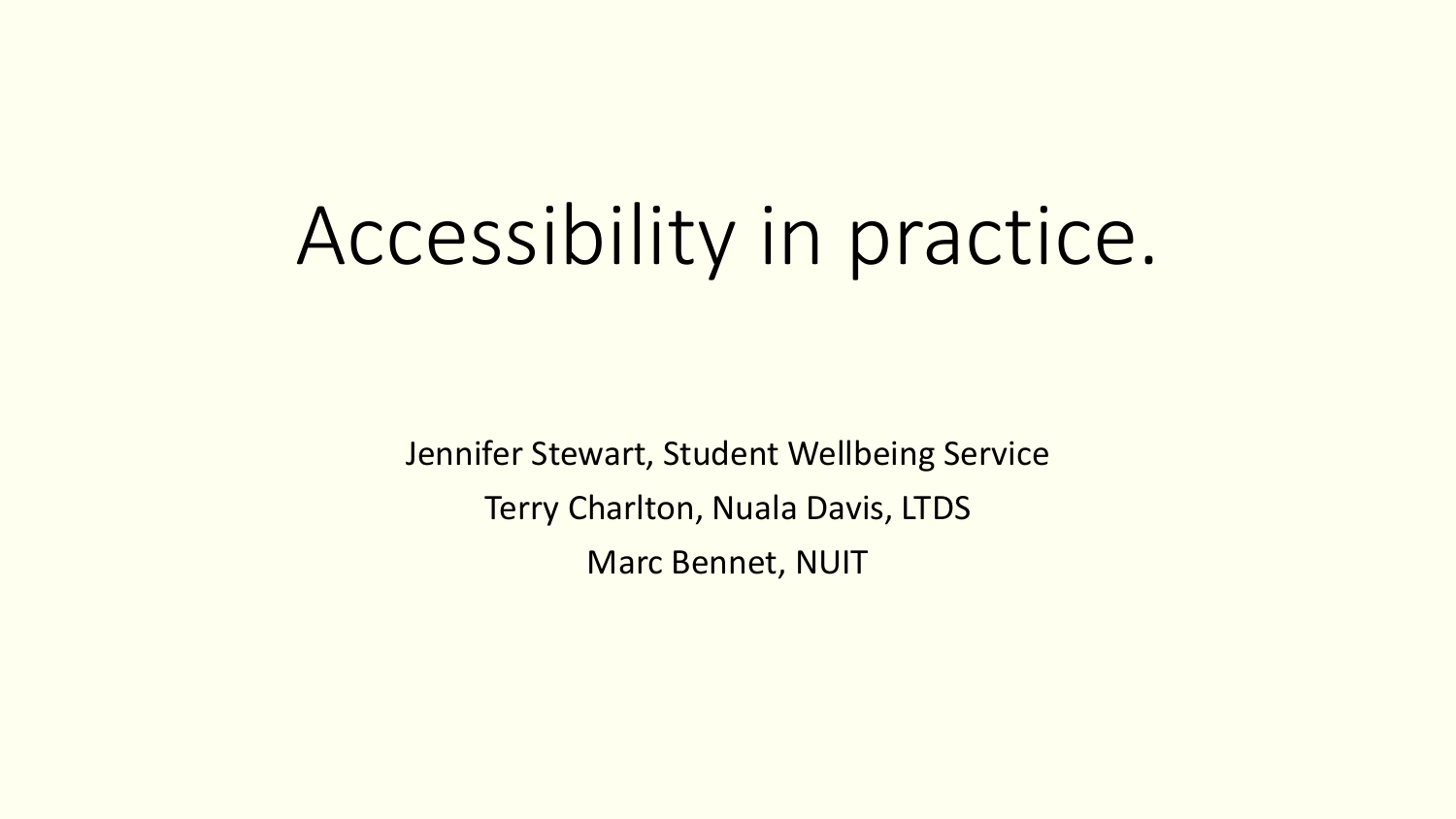# Accessibility in practice.

Jennifer Stewart, Student Wellbeing Service

Terry Charlton, Nuala Davis, LTDS

Marc Bennet, NUIT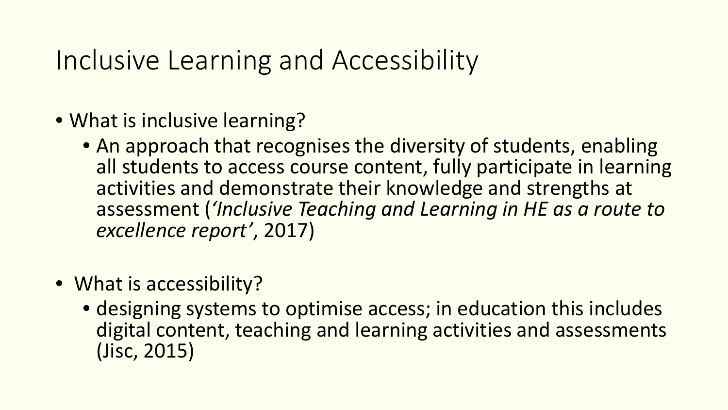# Inclusive Learning and Accessibility

- What is inclusive learning?
  - An approach that recognises the diversity of students, enabling all students to access course content, fully participate in learning activities and demonstrate their knowledge and strengths at assessment (*'Inclusive Teaching and Learning in HE as a route to excellence report'*, 2017)

- What is accessibility?
  - designing systems to optimise access; in education this includes digital content, teaching and learning activities and assessments (Jisc, 2015)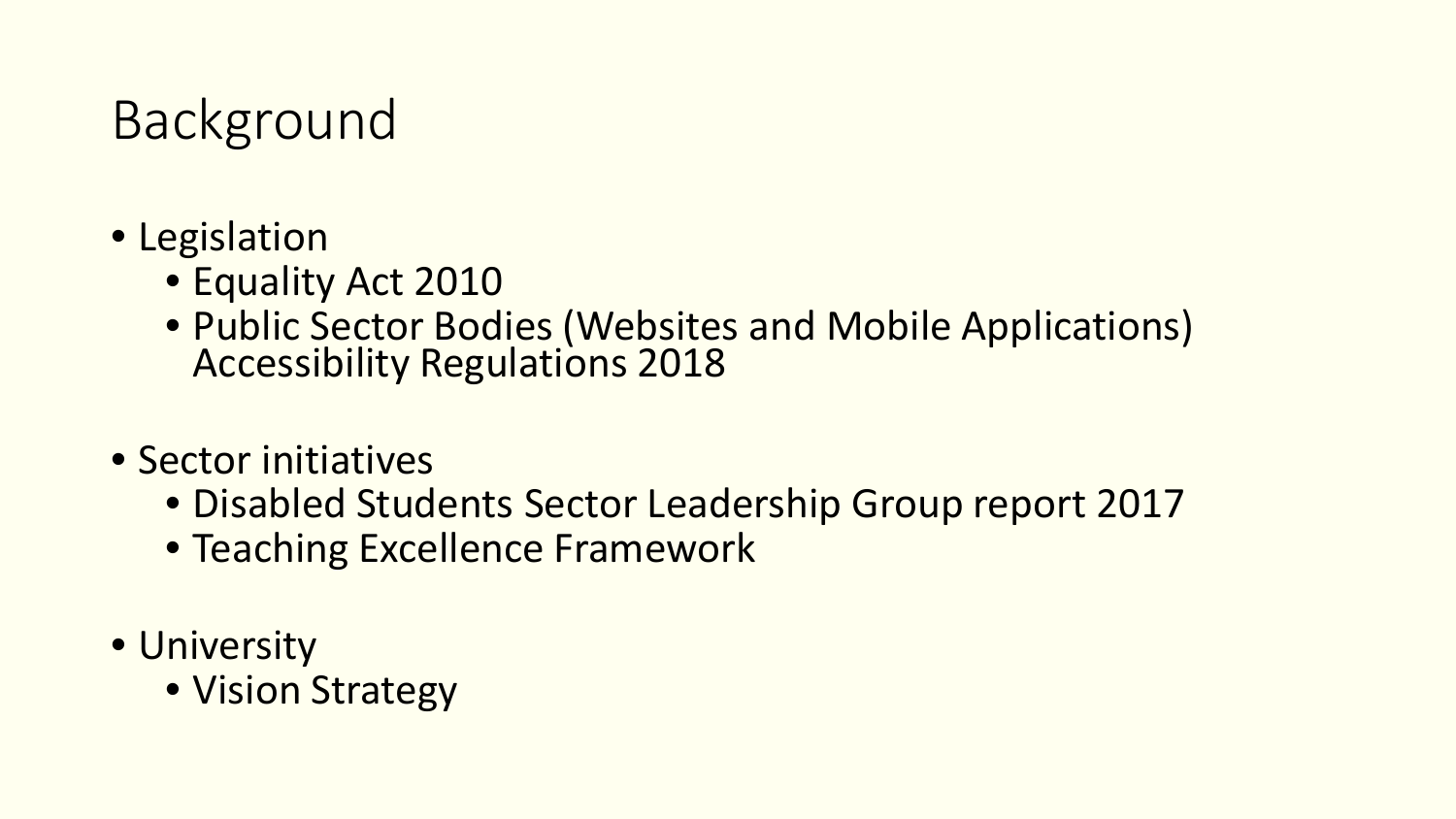# Background

- Legislation
  - Equality Act 2010
  - Public Sector Bodies (Websites and Mobile Applications) Accessibility Regulations 2018
- Sector initiatives
  - Disabled Students Sector Leadership Group report 2017
  - Teaching Excellence Framework
- University
  - Vision Strategy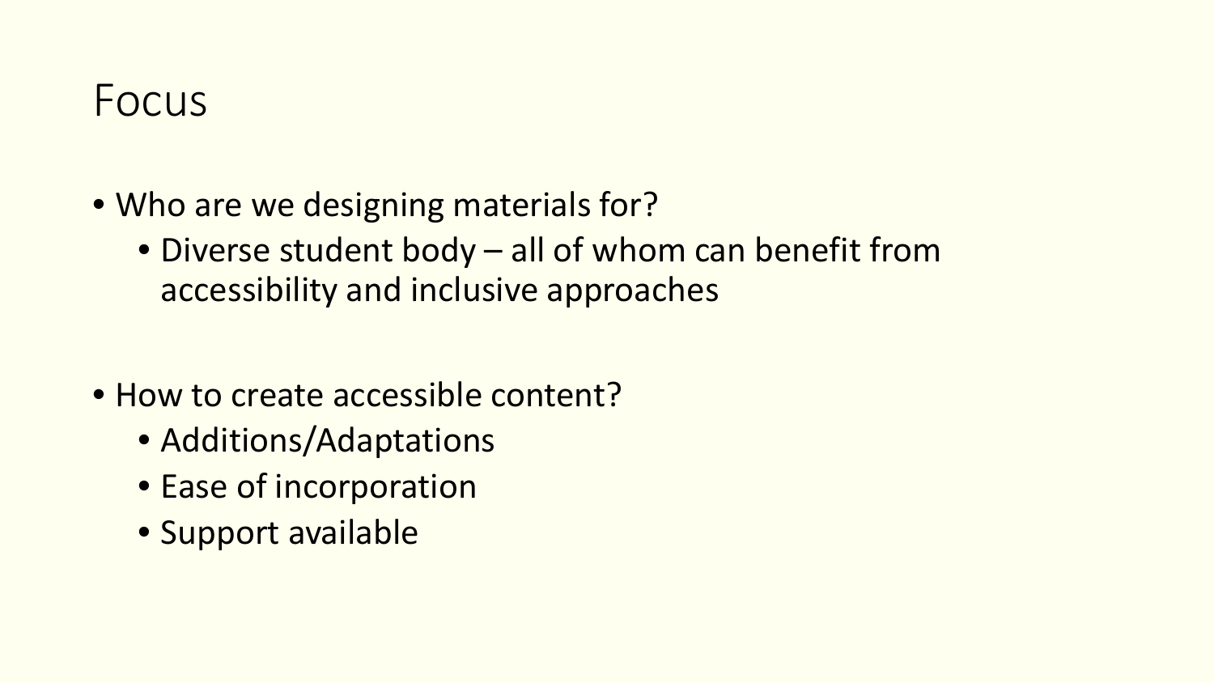# Focus

- Who are we designing materials for?
  - Diverse student body – all of whom can benefit from accessibility and inclusive approaches

- How to create accessible content?
  - Additions/Adaptations
  - Ease of incorporation
  - Support available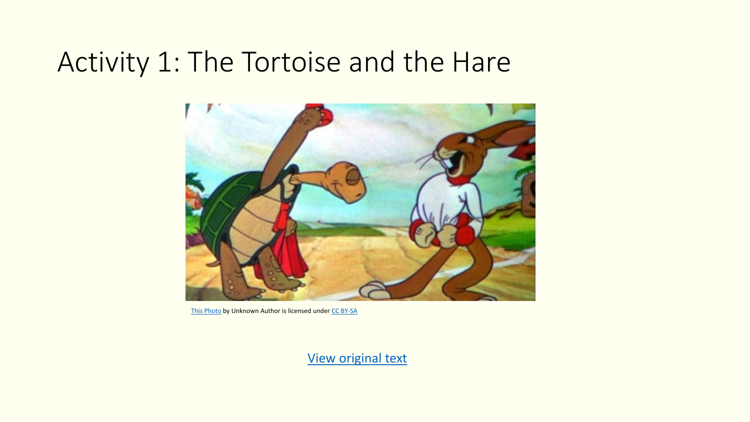# Activity 1: The Tortoise and the Hare

This Photo by Unknown Author is licensed under CC BY-SA

View original text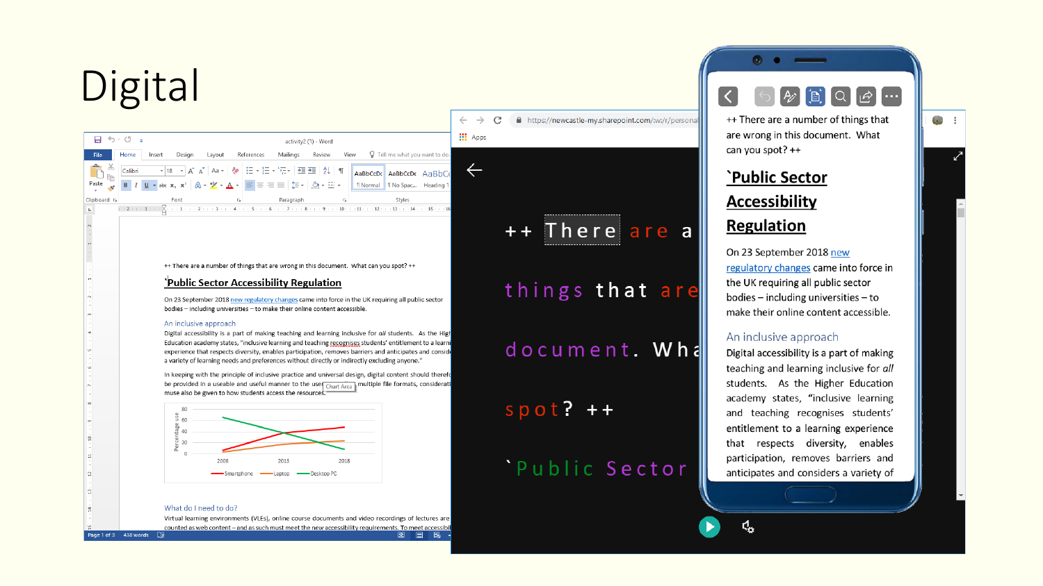# Digital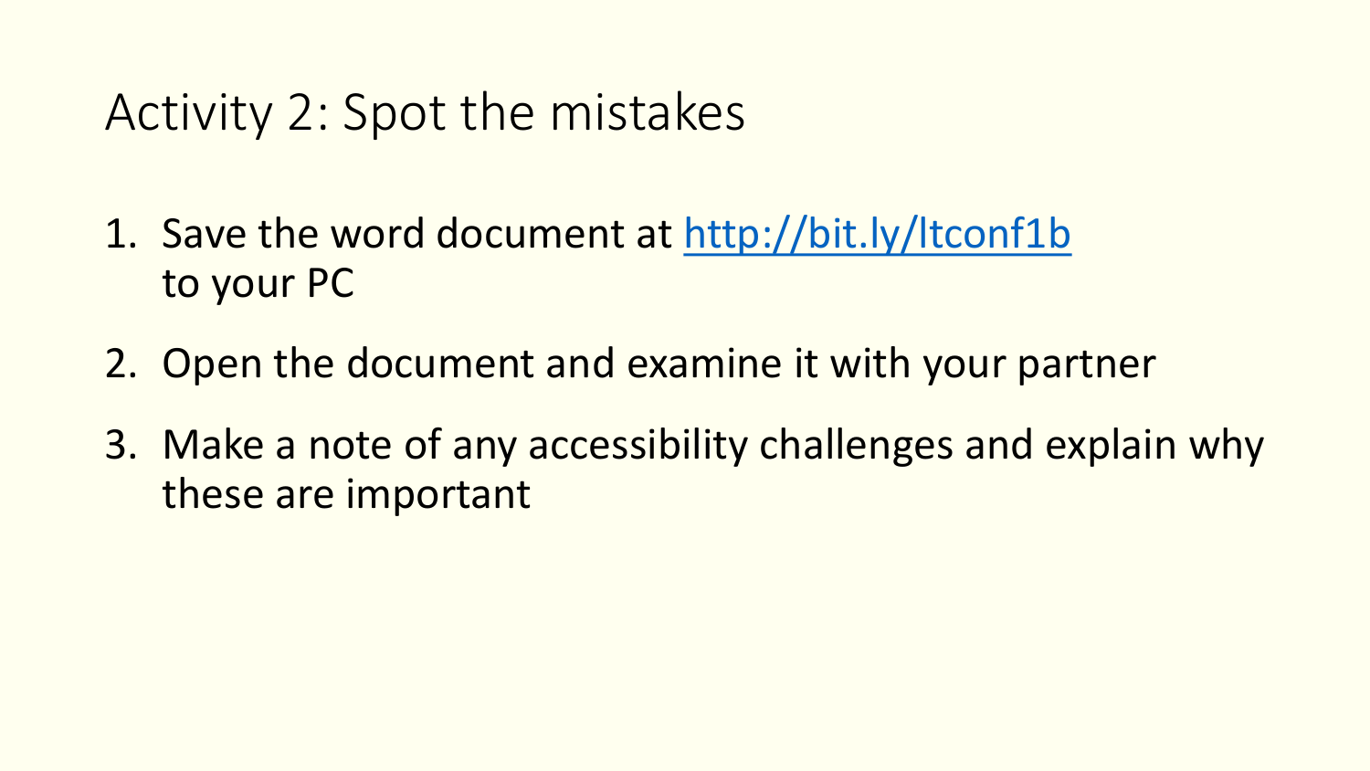# Activity 2: Spot the mistakes

1. Save the word document at [http://bit.ly/ltconf1b](http://bit.ly/ltconf1b) to your PC
2. Open the document and examine it with your partner
3. Make a note of any accessibility challenges and explain why these are important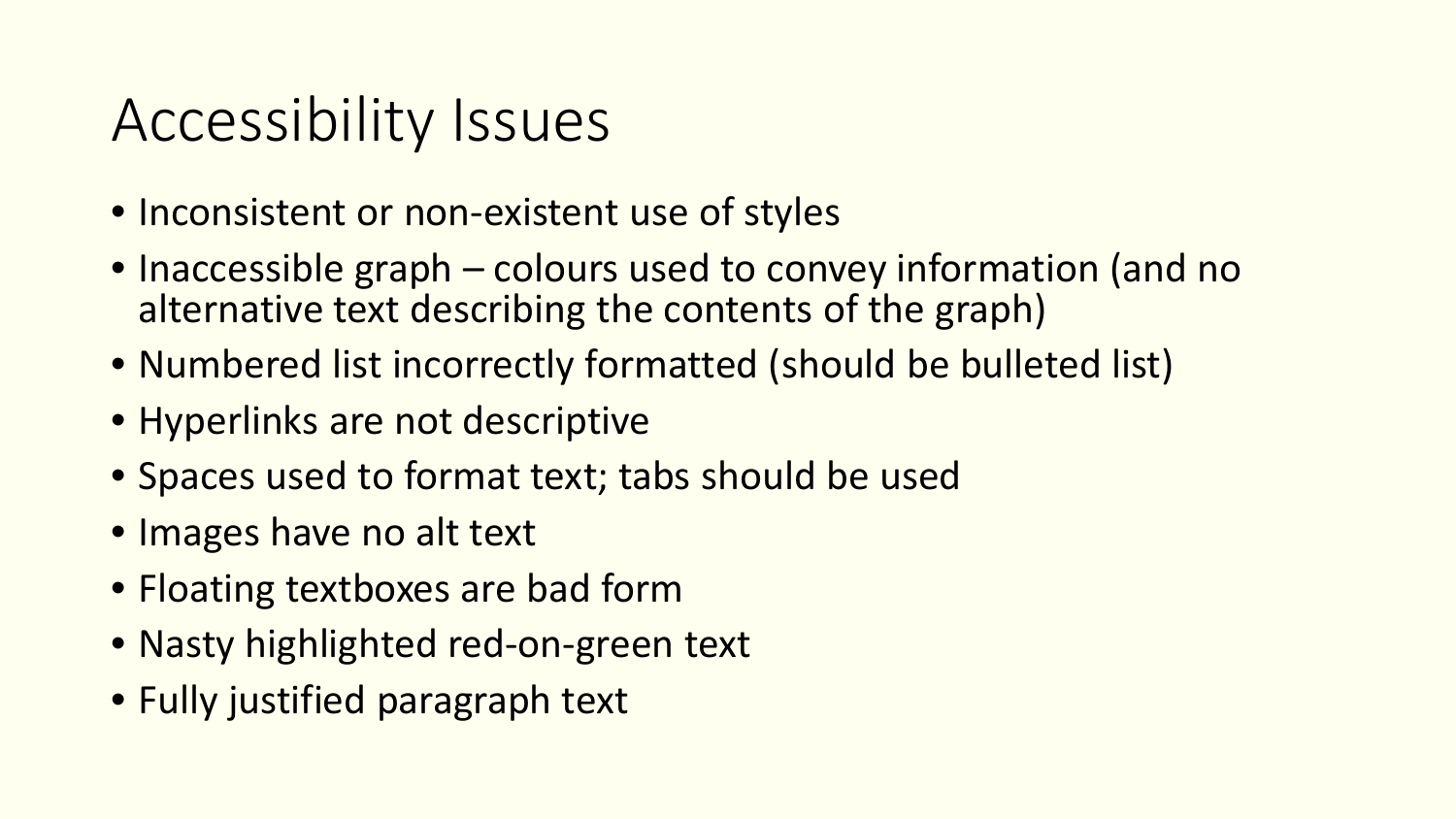# Accessibility Issues

- Inconsistent or non-existent use of styles
- Inaccessible graph – colours used to convey information (and no alternative text describing the contents of the graph)
- Numbered list incorrectly formatted (should be bulleted list)
- Hyperlinks are not descriptive
- Spaces used to format text; tabs should be used
- Images have no alt text
- Floating textboxes are bad form
- Nasty highlighted red-on-green text
- Fully justified paragraph text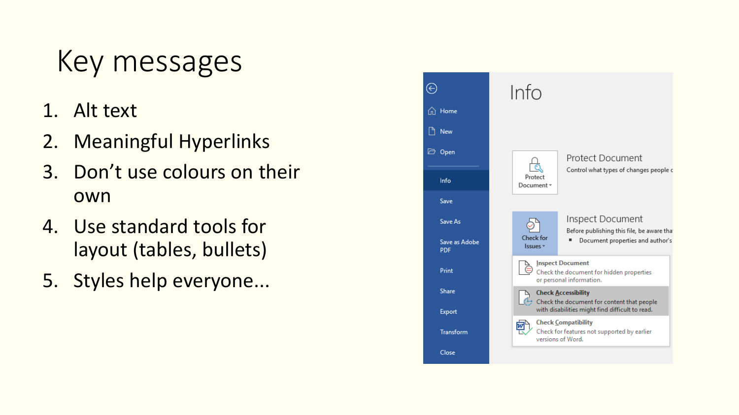# Key messages

1. Alt text
2. Meaningful Hyperlinks
3. Don't use colours on their own
4. Use standard tools for layout (tables, bullets)
5. Styles help everyone...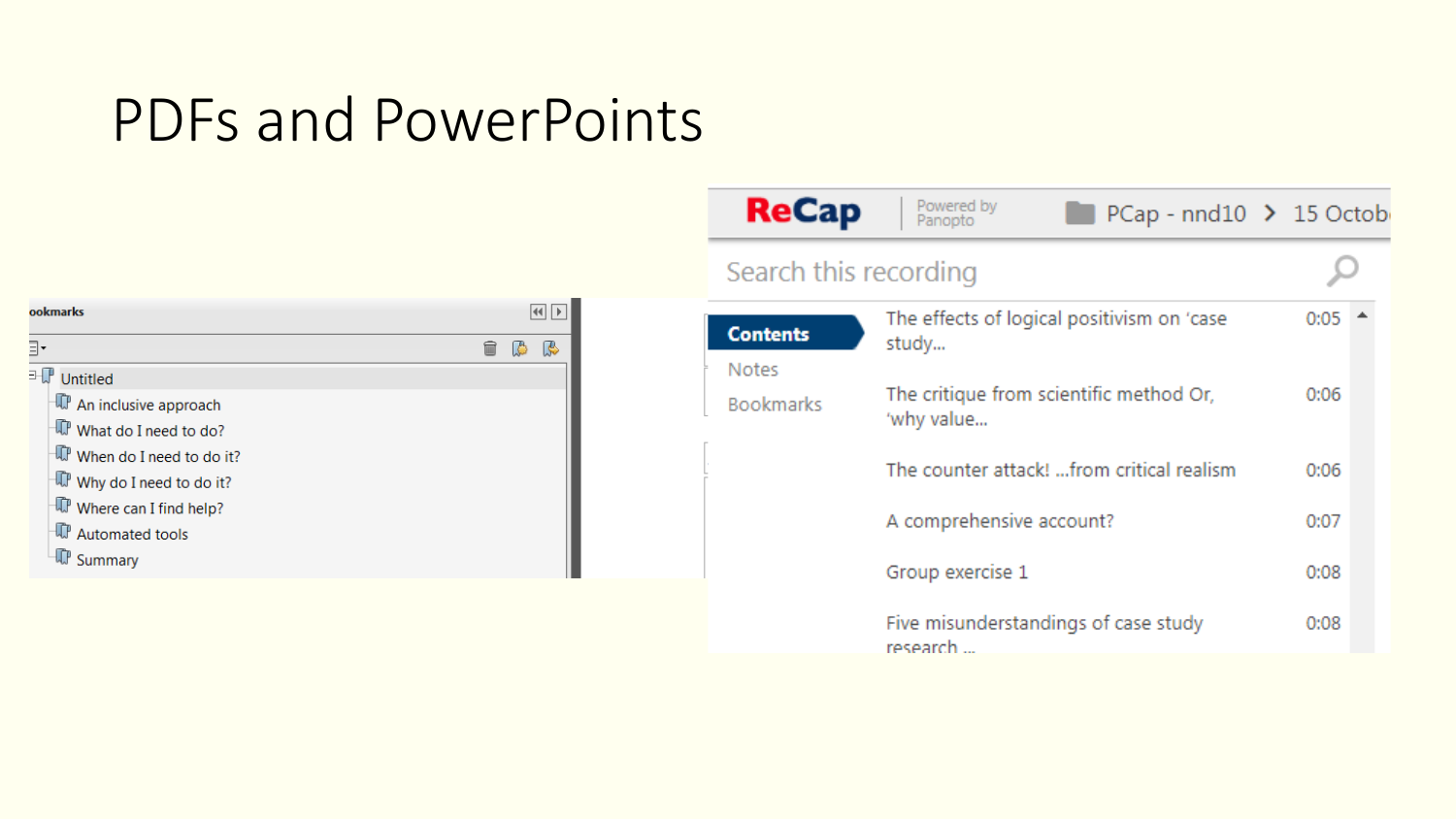# PDFs and PowerPoints

ookmarks

- Untitled
  - An inclusive approach
  - What do I need to do?
  - When do I need to do it?
  - Why do I need to do it?
  - Where can I find help?
  - Automated tools
  - Summary

ReCap Powered by Panopto | PCap - nnd10 > 15 Octob

Search this recording

Contents

Notes

Bookmarks

| | |
|---|---|
| The effects of logical positivism on 'case study... | 0:05 |
| The critique from scientific method Or, 'why value... | 0:06 |
| The counter attack! ...from critical realism | 0:06 |
| A comprehensive account? | 0:07 |
| Group exercise 1 | 0:08 |
| Five misunderstandings of case study research ... | 0:08 |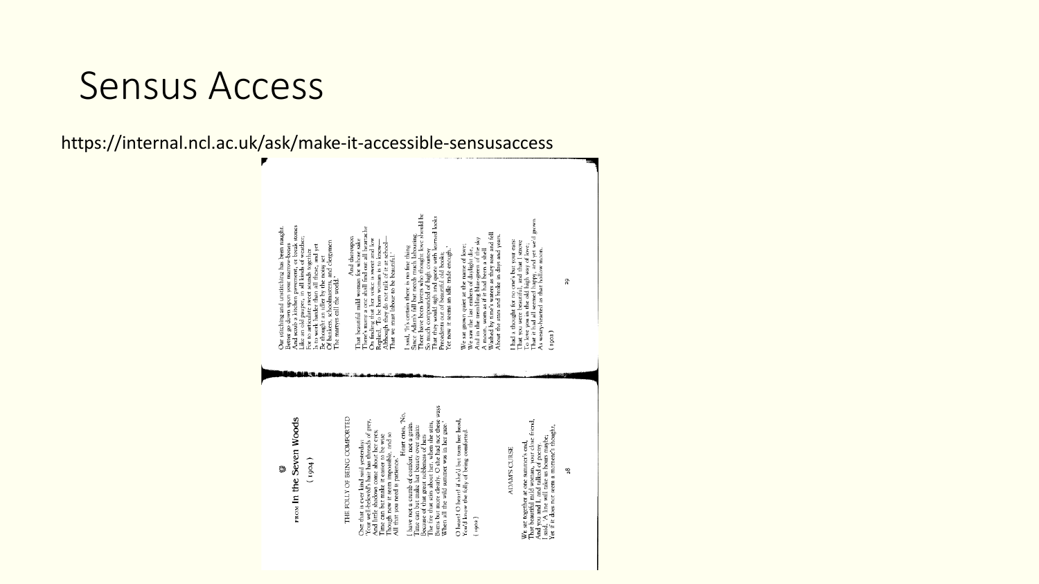# Sensus Access

https://internal.ncl.ac.uk/ask/make-it-accessible-sensusaccess

FROM *In the Seven Woods*

(1904)

### THE FOLLY OF BEING COMFORTED

One that is ever kind said yesterday:
'Your well-belovèd's hair has threads of grey,
And little shadows come about her eyes;
Time can but make it easier to be wise
Though now it seem impossible, and so
All that you need is patience.'
Heart cries, 'No,
I have not a crumb of comfort, not a grain.
Time can but make her beauty over again:
Because of that great nobleness of hers
The fire that stirs about her, when she stirs,
Burns but more clearly. O she had not these ways
When all the wild summer was in her gaze.'

O heart! O heart! if she'd but turn her head,
You'd know the folly of being comforted.

(1902)

### ADAM'S CURSE

We sat together at one summer's end,
That beautiful mild woman, your close friend,
And you and I, and talked of poetry.
I said, 'A line will take us hours maybe;
Yet if it does not seem a moment's thought,
Our stitching and unstitching has been naught.
Better go down upon your marrow-bones
And scrub a kitchen pavement, or break stones
Like an old pauper, in all kinds of weather;
For to articulate sweet sounds together
Is to work harder than all these, and yet
Be thought an idler by the noisy set
Of bankers, schoolmasters, and clergymen
The martyrs call the world.'
And thereupon
That beautiful mild woman for whose sake
There's many a one shall find out all heartache
On finding that her voice is sweet and low
Replied, 'To be born woman is to know—
Although they do not talk of it at school—
That we must labour to be beautiful.'

I said, 'It's certain there is no fine thing
Since Adam's fall but needs much labouring.
There have been lovers who thought love should be
So much compounded of high courtesy
That they would sigh and quote with learnèd looks
Precedents out of beautiful old books;
Yet now it seems an idle trade enough.'

We sat grown quiet at the name of love;
We saw the last embers of daylight die,
And in the trembling blue-green of the sky
A moon, worn as if it had been a shell
Washed by time's waters as they rose and fell
About the stars and broke in days and years.

I had a thought for no one's but your ears:
That you were beautiful, and that I strove
To love you in the old high way of love;
That it had all seemed happy, and yet we'd grown
As weary-hearted as that hollow moon.

(1902)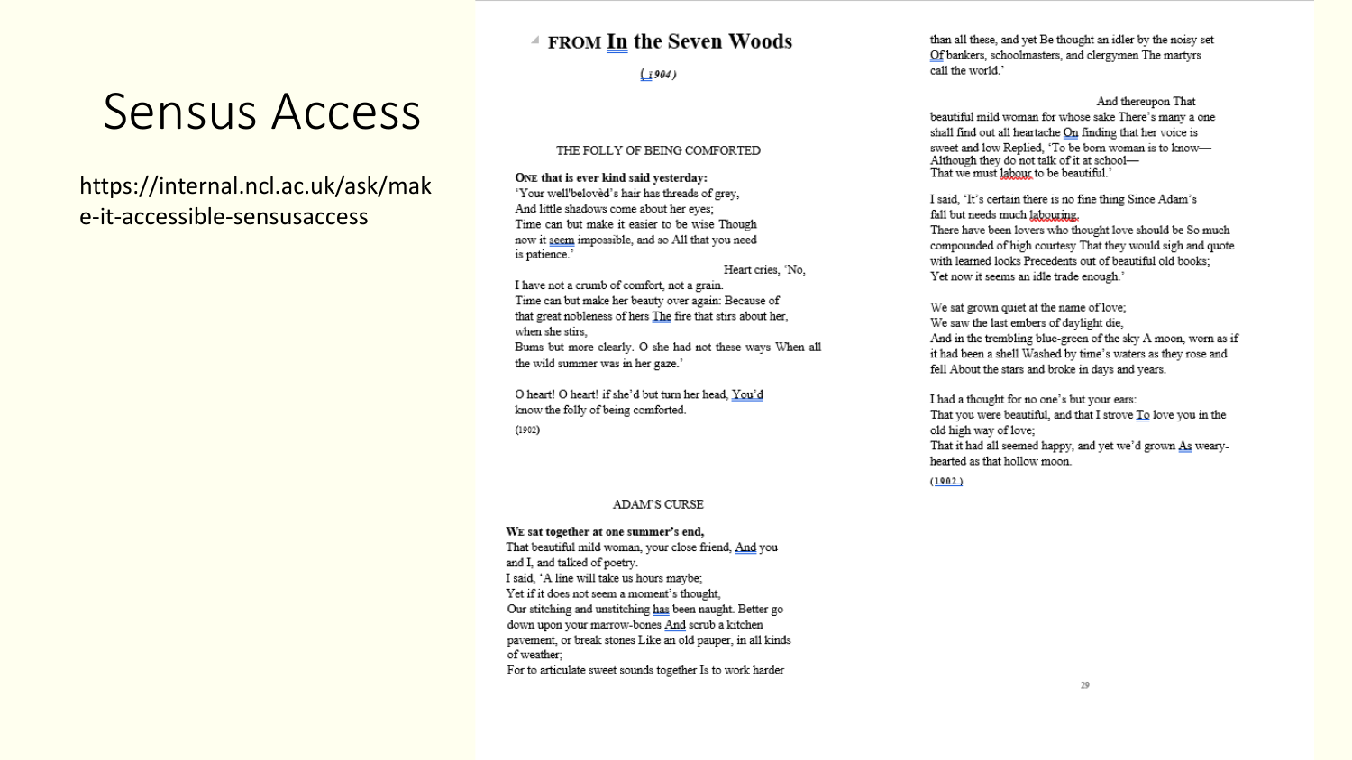# Sensus Access

https://internal.ncl.ac.uk/ask/make-it-accessible-sensusaccess

## FROM In the Seven Woods

( i 904 )

### THE FOLLY OF BEING COMFORTED

**ONE that is ever kind said yesterday:**
'Your well'belovèd's hair has threads of grey,
And little shadows come about her eyes;
Time can but make it easier to be wise Though now it seem impossible, and so All that you need is patience.'

Heart cries, 'No,
I have not a crumb of comfort, not a grain.
Time can but make her beauty over again: Because of that great nobleness of hers The fire that stirs about her, when she stirs,
Bums but more clearly. O she had not these ways When all the wild summer was in her gaze.'

O heart! O heart! if she'd but turn her head, You'd know the folly of being comforted.

(1902)

### ADAM'S CURSE

**WE sat together at one summer's end,**
That beautiful mild woman, your close friend, And you and I, and talked of poetry.
I said, 'A line will take us hours maybe;
Yet if it does not seem a moment's thought,
Our stitching and unstitching has been naught. Better go down upon your marrow-bones And scrub a kitchen pavement, or break stones Like an old pauper, in all kinds of weather;
For to articulate sweet sounds together Is to work harder than all these, and yet Be thought an idler by the noisy set Of bankers, schoolmasters, and clergymen The martyrs call the world.'

And thereupon That beautiful mild woman for whose sake There's many a one shall find out all heartache On finding that her voice is sweet and low Replied, 'To be born woman is to know—
Although they do not talk of it at school—
That we must labour to be beautiful.'

I said, 'It's certain there is no fine thing Since Adam's fall but needs much labouring.
There have been lovers who thought love should be So much compounded of high courtesy That they would sigh and quote with learned looks Precedents out of beautiful old books;
Yet now it seems an idle trade enough.'

We sat grown quiet at the name of love;
We saw the last embers of daylight die,
And in the trembling blue-green of the sky A moon, worn as if it had been a shell Washed by time's waters as they rose and fell About the stars and broke in days and years.

I had a thought for no one's but your ears:
That you were beautiful, and that I strove To love you in the old high way of love;
That it had all seemed happy, and yet we'd grown As weary-hearted as that hollow moon.

(1902.)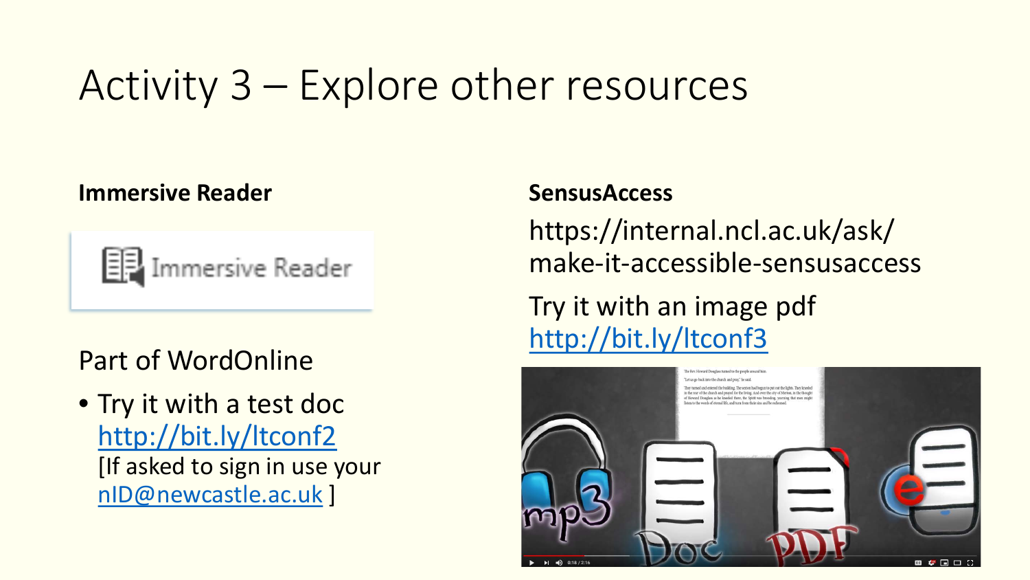# Activity 3 – Explore other resources

## Immersive Reader

Immersive Reader

Part of WordOnline

- Try it with a test doc http://bit.ly/ltconf2 [If asked to sign in use your nID@newcastle.ac.uk ]

## SensusAccess

https://internal.ncl.ac.uk/ask/make-it-accessible-sensusaccess

Try it with an image pdf http://bit.ly/ltconf3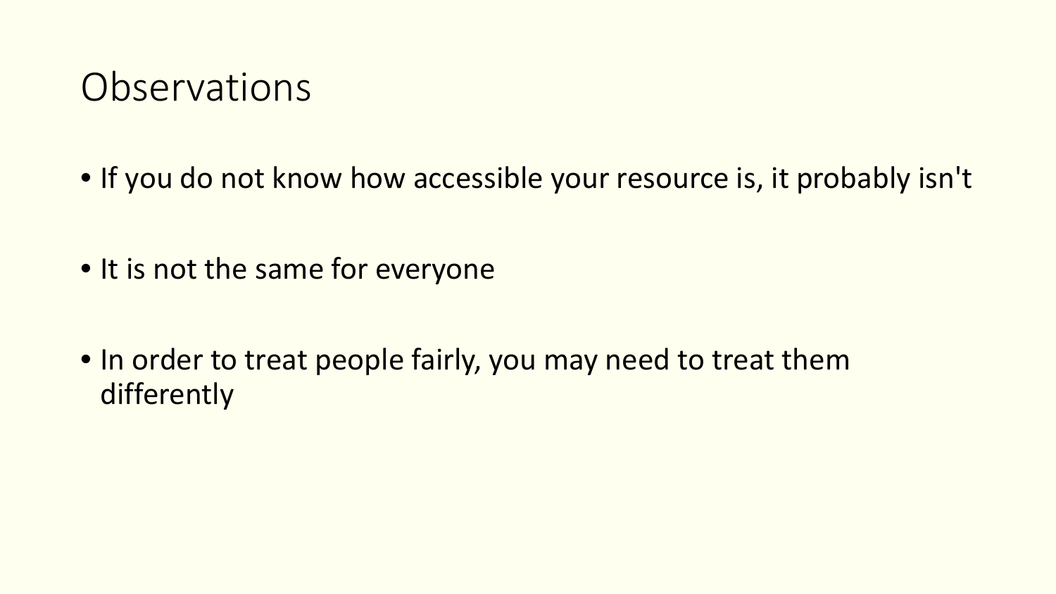# Observations

- If you do not know how accessible your resource is, it probably isn't
- It is not the same for everyone
- In order to treat people fairly, you may need to treat them differently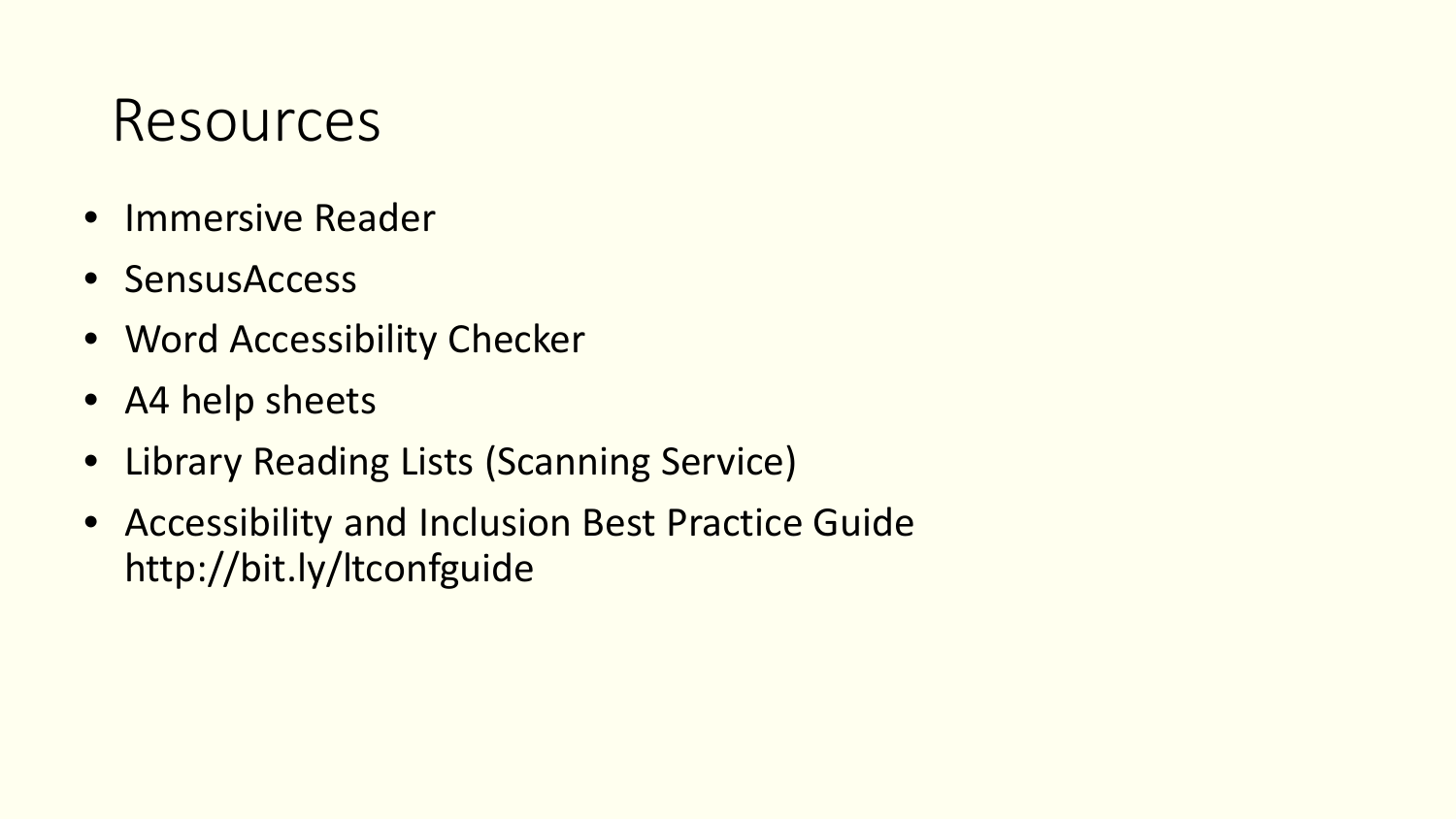# Resources

- Immersive Reader
- SensusAccess
- Word Accessibility Checker
- A4 help sheets
- Library Reading Lists (Scanning Service)
- Accessibility and Inclusion Best Practice Guide http://bit.ly/ltconfguide